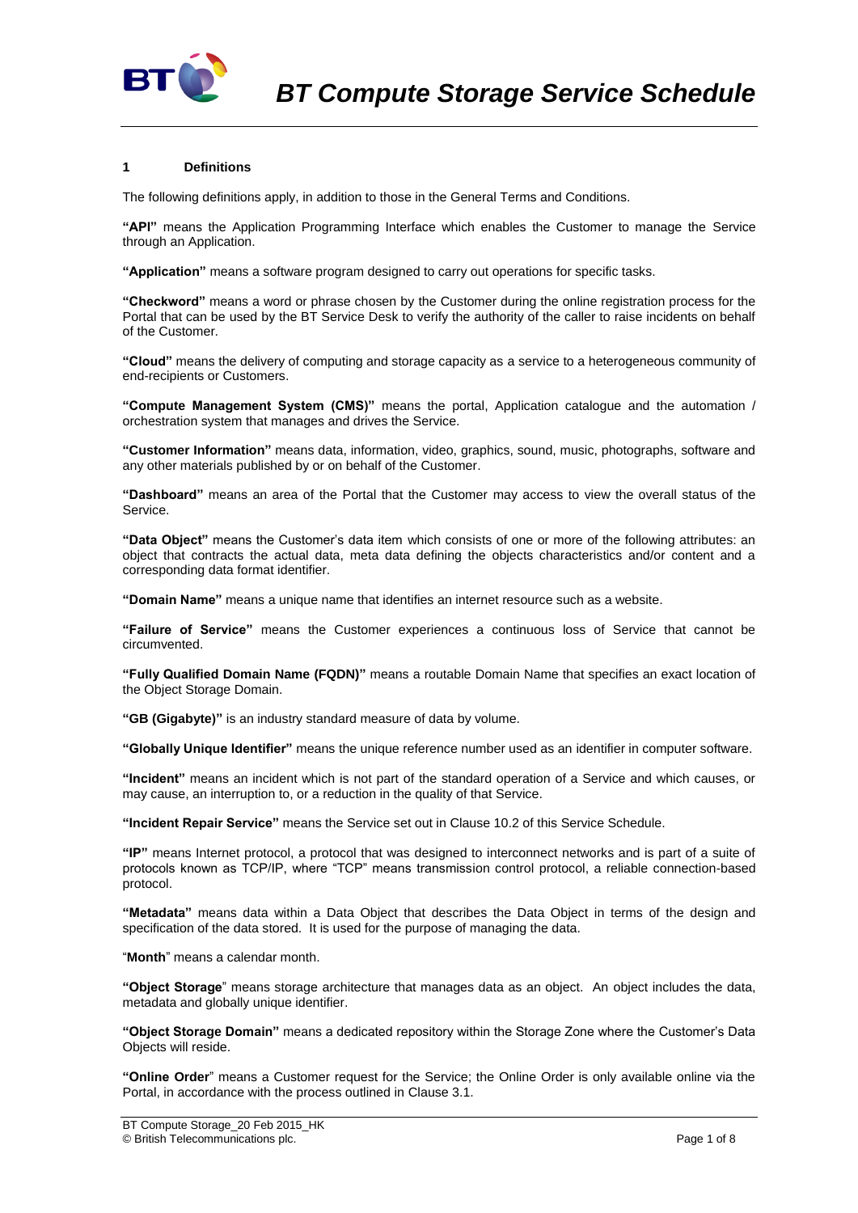# BT Compute Storage Service Schedule

## 1 Definitions

The following definitions apply, in addition to those in the General Terms and Conditions.

**"API"** means the Application Programming Interface which enables the Customer to manage the Service through an Application.

**"Application"** means a software program designed to carry out operations for specific tasks.

**"Checkword"** means a word or phrase chosen by the Customer during the online registration process for the Portal that can be used by the BT Service Desk to verify the authority of the caller to raise incidents on behalf of the Customer.

**"Cloud"** means the delivery of computing and storage capacity as a service to a heterogeneous community of end-recipients or Customers.

**"Compute Management System (CMS)"** means the portal, Application catalogue and the automation / orchestration system that manages and drives the Service.

**"Customer Information"** means data, information, video, graphics, sound, music, photographs, software and any other materials published by or on behalf of the Customer.

**"Dashboard"** means an area of the Portal that the Customer may access to view the overall status of the Service.

**"Data Object"** means the Customer's data item which consists of one or more of the following attributes: an object that contracts the actual data, meta data defining the objects characteristics and/or content and a corresponding data format identifier.

**"Domain Name"** means a unique name that identifies an internet resource such as a website.

**"Failure of Service"** means the Customer experiences a continuous loss of Service that cannot be circumvented.

**"Fully Qualified Domain Name (FQDN)"** means a routable Domain Name that specifies an exact location of the Object Storage Domain.

**"GB (Gigabyte)"** is an industry standard measure of data by volume.

**"Globally Unique Identifier"** means the unique reference number used as an identifier in computer software.

**"Incident"** means an incident which is not part of the standard operation of a Service and which causes, or may cause, an interruption to, or a reduction in the quality of that Service.

**"Incident Repair Service"** means the Service set out in Clause 10.2 of this Service Schedule.

**"IP"** means Internet protocol, a protocol that was designed to interconnect networks and is part of a suite of protocols known as TCP/IP, where "TCP" means transmission control protocol, a reliable connection-based protocol.

**"Metadata"** means data within a Data Object that describes the Data Object in terms of the design and specification of the data stored. It is used for the purpose of managing the data.

"**Month**" means a calendar month.

**"Object Storage**" means storage architecture that manages data as an object. An object includes the data, metadata and globally unique identifier.

**"Object Storage Domain"** means a dedicated repository within the Storage Zone where the Customer's Data Objects will reside.

**"Online Order**" means a Customer request for the Service; the Online Order is only available online via the Portal, in accordance with the process outlined in Clause 3.1.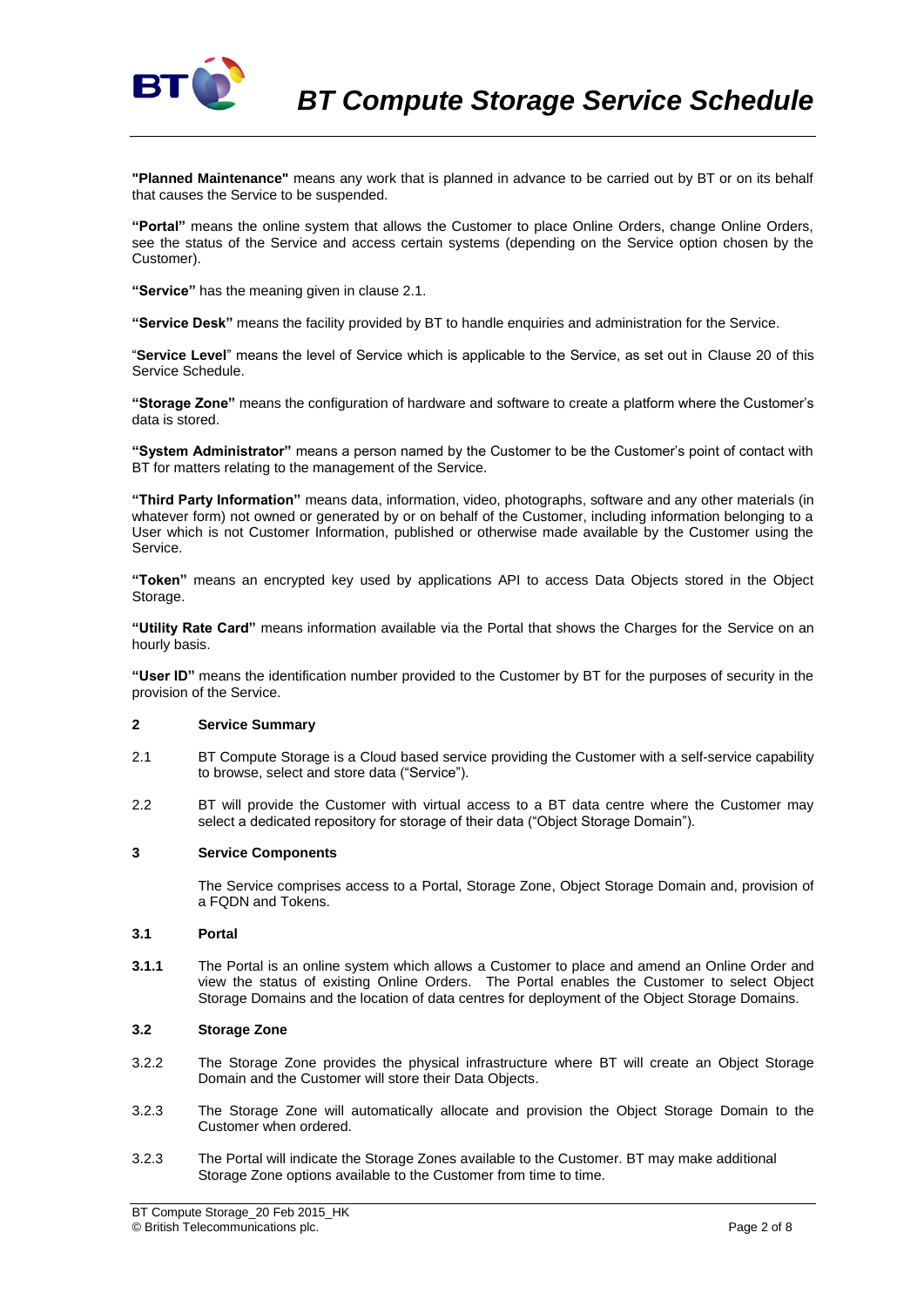**"Planned Maintenance"** means any work that is planned in advance to be carried out by BT or on its behalf that causes the Service to be suspended.

**"Portal"** means the online system that allows the Customer to place Online Orders, change Online Orders, see the status of the Service and access certain systems (depending on the Service option chosen by the Customer).

**"Service"** has the meaning given in clause 2.1.

**"Service Desk"** means the facility provided by BT to handle enquiries and administration for the Service.

"**Service Level**" means the level of Service which is applicable to the Service, as set out in Clause 20 of this Service Schedule.

**"Storage Zone"** means the configuration of hardware and software to create a platform where the Customer's data is stored.

**"System Administrator"** means a person named by the Customer to be the Customer's point of contact with BT for matters relating to the management of the Service.

**"Third Party Information"** means data, information, video, photographs, software and any other materials (in whatever form) not owned or generated by or on behalf of the Customer, including information belonging to a User which is not Customer Information, published or otherwise made available by the Customer using the Service.

**"Token"** means an encrypted key used by applications API to access Data Objects stored in the Object Storage.

**"Utility Rate Card"** means information available via the Portal that shows the Charges for the Service on an hourly basis.

**"User ID"** means the identification number provided to the Customer by BT for the purposes of security in the provision of the Service.

## 2 Service Summary

2.1 BT Compute Storage is a Cloud based service providing the Customer with a self-service capability to browse, select and store data ("Service").

2.2 BT will provide the Customer with virtual access to a BT data centre where the Customer may select a dedicated repository for storage of their data ("Object Storage Domain").

## 3 Service Components

The Service comprises access to a Portal, Storage Zone, Object Storage Domain and, provision of a FQDN and Tokens.

### 3.1 Portal

**3.1.1** The Portal is an online system which allows a Customer to place and amend an Online Order and view the status of existing Online Orders. The Portal enables the Customer to select Object Storage Domains and the location of data centres for deployment of the Object Storage Domains.

### 3.2 Storage Zone

3.2.2 The Storage Zone provides the physical infrastructure where BT will create an Object Storage Domain and the Customer will store their Data Objects.

3.2.3 The Storage Zone will automatically allocate and provision the Object Storage Domain to the Customer when ordered.

3.2.3 The Portal will indicate the Storage Zones available to the Customer. BT may make additional Storage Zone options available to the Customer from time to time.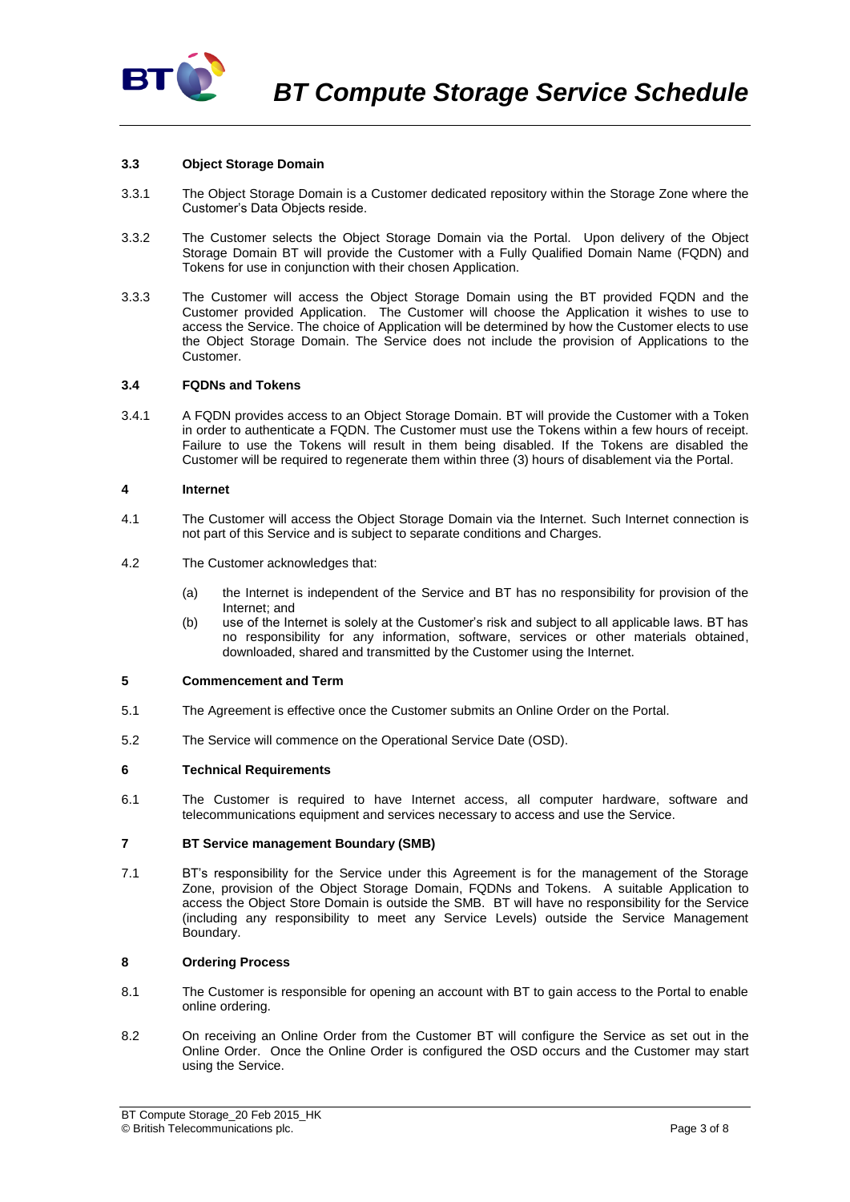### 3.3 Object Storage Domain

3.3.1 The Object Storage Domain is a Customer dedicated repository within the Storage Zone where the Customer's Data Objects reside.

3.3.2 The Customer selects the Object Storage Domain via the Portal. Upon delivery of the Object Storage Domain BT will provide the Customer with a Fully Qualified Domain Name (FQDN) and Tokens for use in conjunction with their chosen Application.

3.3.3 The Customer will access the Object Storage Domain using the BT provided FQDN and the Customer provided Application. The Customer will choose the Application it wishes to use to access the Service. The choice of Application will be determined by how the Customer elects to use the Object Storage Domain. The Service does not include the provision of Applications to the Customer.

### 3.4 FQDNs and Tokens

3.4.1 A FQDN provides access to an Object Storage Domain. BT will provide the Customer with a Token in order to authenticate a FQDN. The Customer must use the Tokens within a few hours of receipt. Failure to use the Tokens will result in them being disabled. If the Tokens are disabled the Customer will be required to regenerate them within three (3) hours of disablement via the Portal.

## 4 Internet

4.1 The Customer will access the Object Storage Domain via the Internet. Such Internet connection is not part of this Service and is subject to separate conditions and Charges.

4.2 The Customer acknowledges that:

(a) the Internet is independent of the Service and BT has no responsibility for provision of the Internet; and

(b) use of the Internet is solely at the Customer's risk and subject to all applicable laws. BT has no responsibility for any information, software, services or other materials obtained, downloaded, shared and transmitted by the Customer using the Internet.

## 5 Commencement and Term

5.1 The Agreement is effective once the Customer submits an Online Order on the Portal.

5.2 The Service will commence on the Operational Service Date (OSD).

## 6 Technical Requirements

6.1 The Customer is required to have Internet access, all computer hardware, software and telecommunications equipment and services necessary to access and use the Service.

## 7 BT Service management Boundary (SMB)

7.1 BT's responsibility for the Service under this Agreement is for the management of the Storage Zone, provision of the Object Storage Domain, FQDNs and Tokens. A suitable Application to access the Object Store Domain is outside the SMB. BT will have no responsibility for the Service (including any responsibility to meet any Service Levels) outside the Service Management Boundary.

## 8 Ordering Process

8.1 The Customer is responsible for opening an account with BT to gain access to the Portal to enable online ordering.

8.2 On receiving an Online Order from the Customer BT will configure the Service as set out in the Online Order. Once the Online Order is configured the OSD occurs and the Customer may start using the Service.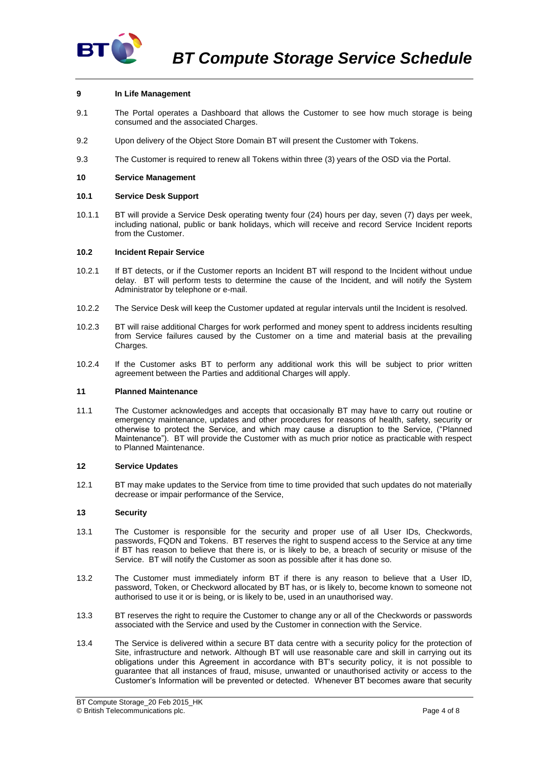## 9 In Life Management

9.1 The Portal operates a Dashboard that allows the Customer to see how much storage is being consumed and the associated Charges.

9.2 Upon delivery of the Object Store Domain BT will present the Customer with Tokens.

9.3 The Customer is required to renew all Tokens within three (3) years of the OSD via the Portal.

## 10 Service Management

### 10.1 Service Desk Support

10.1.1 BT will provide a Service Desk operating twenty four (24) hours per day, seven (7) days per week, including national, public or bank holidays, which will receive and record Service Incident reports from the Customer.

### 10.2 Incident Repair Service

10.2.1 If BT detects, or if the Customer reports an Incident BT will respond to the Incident without undue delay. BT will perform tests to determine the cause of the Incident, and will notify the System Administrator by telephone or e-mail.

10.2.2 The Service Desk will keep the Customer updated at regular intervals until the Incident is resolved.

10.2.3 BT will raise additional Charges for work performed and money spent to address incidents resulting from Service failures caused by the Customer on a time and material basis at the prevailing Charges.

10.2.4 If the Customer asks BT to perform any additional work this will be subject to prior written agreement between the Parties and additional Charges will apply.

## 11 Planned Maintenance

11.1 The Customer acknowledges and accepts that occasionally BT may have to carry out routine or emergency maintenance, updates and other procedures for reasons of health, safety, security or otherwise to protect the Service, and which may cause a disruption to the Service, ("Planned Maintenance"). BT will provide the Customer with as much prior notice as practicable with respect to Planned Maintenance.

## 12 Service Updates

12.1 BT may make updates to the Service from time to time provided that such updates do not materially decrease or impair performance of the Service,

## 13 Security

13.1 The Customer is responsible for the security and proper use of all User IDs, Checkwords, passwords, FQDN and Tokens. BT reserves the right to suspend access to the Service at any time if BT has reason to believe that there is, or is likely to be, a breach of security or misuse of the Service. BT will notify the Customer as soon as possible after it has done so.

13.2 The Customer must immediately inform BT if there is any reason to believe that a User ID, password, Token, or Checkword allocated by BT has, or is likely to, become known to someone not authorised to use it or is being, or is likely to be, used in an unauthorised way.

13.3 BT reserves the right to require the Customer to change any or all of the Checkwords or passwords associated with the Service and used by the Customer in connection with the Service.

13.4 The Service is delivered within a secure BT data centre with a security policy for the protection of Site, infrastructure and network. Although BT will use reasonable care and skill in carrying out its obligations under this Agreement in accordance with BT's security policy, it is not possible to guarantee that all instances of fraud, misuse, unwanted or unauthorised activity or access to the Customer's Information will be prevented or detected. Whenever BT becomes aware that security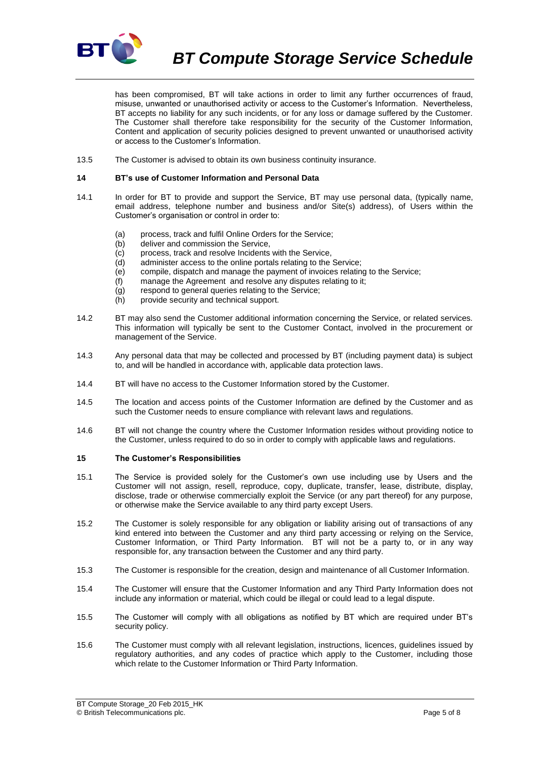has been compromised, BT will take actions in order to limit any further occurrences of fraud, misuse, unwanted or unauthorised activity or access to the Customer's Information. Nevertheless, BT accepts no liability for any such incidents, or for any loss or damage suffered by the Customer. The Customer shall therefore take responsibility for the security of the Customer Information, Content and application of security policies designed to prevent unwanted or unauthorised activity or access to the Customer's Information.

13.5 The Customer is advised to obtain its own business continuity insurance.

## 14 BT's use of Customer Information and Personal Data

14.1 In order for BT to provide and support the Service, BT may use personal data, (typically name, email address, telephone number and business and/or Site(s) address), of Users within the Customer's organisation or control in order to:

(a) process, track and fulfil Online Orders for the Service;
(b) deliver and commission the Service,
(c) process, track and resolve Incidents with the Service,
(d) administer access to the online portals relating to the Service;
(e) compile, dispatch and manage the payment of invoices relating to the Service;
(f) manage the Agreement and resolve any disputes relating to it;
(g) respond to general queries relating to the Service;
(h) provide security and technical support.

14.2 BT may also send the Customer additional information concerning the Service, or related services. This information will typically be sent to the Customer Contact, involved in the procurement or management of the Service.

14.3 Any personal data that may be collected and processed by BT (including payment data) is subject to, and will be handled in accordance with, applicable data protection laws.

14.4 BT will have no access to the Customer Information stored by the Customer.

14.5 The location and access points of the Customer Information are defined by the Customer and as such the Customer needs to ensure compliance with relevant laws and regulations.

14.6 BT will not change the country where the Customer Information resides without providing notice to the Customer, unless required to do so in order to comply with applicable laws and regulations.

## 15 The Customer's Responsibilities

15.1 The Service is provided solely for the Customer's own use including use by Users and the Customer will not assign, resell, reproduce, copy, duplicate, transfer, lease, distribute, display, disclose, trade or otherwise commercially exploit the Service (or any part thereof) for any purpose, or otherwise make the Service available to any third party except Users.

15.2 The Customer is solely responsible for any obligation or liability arising out of transactions of any kind entered into between the Customer and any third party accessing or relying on the Service, Customer Information, or Third Party Information. BT will not be a party to, or in any way responsible for, any transaction between the Customer and any third party.

15.3 The Customer is responsible for the creation, design and maintenance of all Customer Information.

15.4 The Customer will ensure that the Customer Information and any Third Party Information does not include any information or material, which could be illegal or could lead to a legal dispute.

15.5 The Customer will comply with all obligations as notified by BT which are required under BT's security policy.

15.6 The Customer must comply with all relevant legislation, instructions, licences, guidelines issued by regulatory authorities, and any codes of practice which apply to the Customer, including those which relate to the Customer Information or Third Party Information.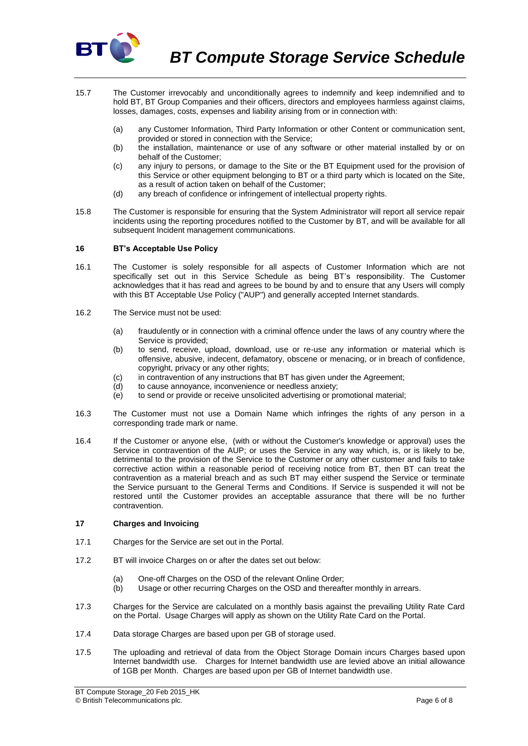15.7 The Customer irrevocably and unconditionally agrees to indemnify and keep indemnified and to hold BT, BT Group Companies and their officers, directors and employees harmless against claims, losses, damages, costs, expenses and liability arising from or in connection with:

(a) any Customer Information, Third Party Information or other Content or communication sent, provided or stored in connection with the Service;

(b) the installation, maintenance or use of any software or other material installed by or on behalf of the Customer;

(c) any injury to persons, or damage to the Site or the BT Equipment used for the provision of this Service or other equipment belonging to BT or a third party which is located on the Site, as a result of action taken on behalf of the Customer;

(d) any breach of confidence or infringement of intellectual property rights.

15.8 The Customer is responsible for ensuring that the System Administrator will report all service repair incidents using the reporting procedures notified to the Customer by BT, and will be available for all subsequent Incident management communications.

## 16 BT's Acceptable Use Policy

16.1 The Customer is solely responsible for all aspects of Customer Information which are not specifically set out in this Service Schedule as being BT's responsibility. The Customer acknowledges that it has read and agrees to be bound by and to ensure that any Users will comply with this BT Acceptable Use Policy ("AUP") and generally accepted Internet standards.

16.2 The Service must not be used:

(a) fraudulently or in connection with a criminal offence under the laws of any country where the Service is provided;

(b) to send, receive, upload, download, use or re-use any information or material which is offensive, abusive, indecent, defamatory, obscene or menacing, or in breach of confidence, copyright, privacy or any other rights;

(c) in contravention of any instructions that BT has given under the Agreement;

(d) to cause annoyance, inconvenience or needless anxiety;

(e) to send or provide or receive unsolicited advertising or promotional material;

16.3 The Customer must not use a Domain Name which infringes the rights of any person in a corresponding trade mark or name.

16.4 If the Customer or anyone else, (with or without the Customer's knowledge or approval) uses the Service in contravention of the AUP; or uses the Service in any way which, is, or is likely to be, detrimental to the provision of the Service to the Customer or any other customer and fails to take corrective action within a reasonable period of receiving notice from BT, then BT can treat the contravention as a material breach and as such BT may either suspend the Service or terminate the Service pursuant to the General Terms and Conditions. If Service is suspended it will not be restored until the Customer provides an acceptable assurance that there will be no further contravention.

## 17 Charges and Invoicing

17.1 Charges for the Service are set out in the Portal.

17.2 BT will invoice Charges on or after the dates set out below:

(a) One-off Charges on the OSD of the relevant Online Order;

(b) Usage or other recurring Charges on the OSD and thereafter monthly in arrears.

17.3 Charges for the Service are calculated on a monthly basis against the prevailing Utility Rate Card on the Portal. Usage Charges will apply as shown on the Utility Rate Card on the Portal.

17.4 Data storage Charges are based upon per GB of storage used.

17.5 The uploading and retrieval of data from the Object Storage Domain incurs Charges based upon Internet bandwidth use. Charges for Internet bandwidth use are levied above an initial allowance of 1GB per Month. Charges are based upon per GB of Internet bandwidth use.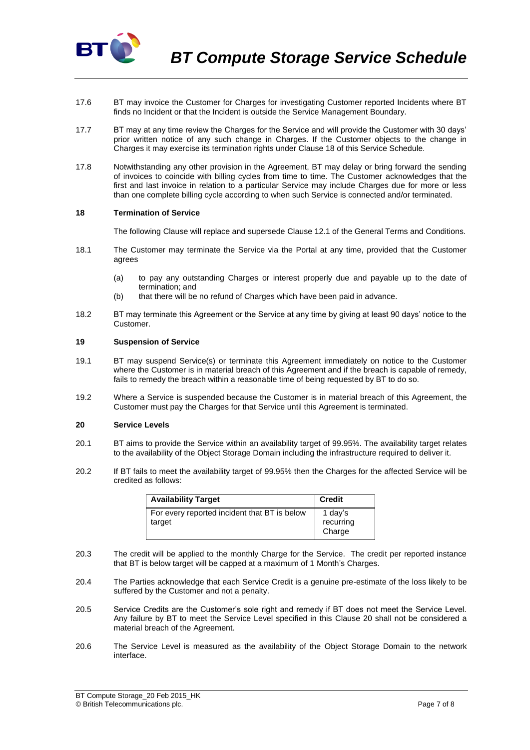17.6 BT may invoice the Customer for Charges for investigating Customer reported Incidents where BT finds no Incident or that the Incident is outside the Service Management Boundary.

17.7 BT may at any time review the Charges for the Service and will provide the Customer with 30 days' prior written notice of any such change in Charges. If the Customer objects to the change in Charges it may exercise its termination rights under Clause 18 of this Service Schedule.

17.8 Notwithstanding any other provision in the Agreement, BT may delay or bring forward the sending of invoices to coincide with billing cycles from time to time. The Customer acknowledges that the first and last invoice in relation to a particular Service may include Charges due for more or less than one complete billing cycle according to when such Service is connected and/or terminated.

## 18 Termination of Service

The following Clause will replace and supersede Clause 12.1 of the General Terms and Conditions.

18.1 The Customer may terminate the Service via the Portal at any time, provided that the Customer agrees

(a) to pay any outstanding Charges or interest properly due and payable up to the date of termination; and
(b) that there will be no refund of Charges which have been paid in advance.

18.2 BT may terminate this Agreement or the Service at any time by giving at least 90 days' notice to the Customer.

## 19 Suspension of Service

19.1 BT may suspend Service(s) or terminate this Agreement immediately on notice to the Customer where the Customer is in material breach of this Agreement and if the breach is capable of remedy, fails to remedy the breach within a reasonable time of being requested by BT to do so.

19.2 Where a Service is suspended because the Customer is in material breach of this Agreement, the Customer must pay the Charges for that Service until this Agreement is terminated.

## 20 Service Levels

20.1 BT aims to provide the Service within an availability target of 99.95%. The availability target relates to the availability of the Object Storage Domain including the infrastructure required to deliver it.

20.2 If BT fails to meet the availability target of 99.95% then the Charges for the affected Service will be credited as follows:

| Availability Target | Credit |
|---|---|
| For every reported incident that BT is below target | 1 day's recurring Charge |

20.3 The credit will be applied to the monthly Charge for the Service. The credit per reported instance that BT is below target will be capped at a maximum of 1 Month's Charges.

20.4 The Parties acknowledge that each Service Credit is a genuine pre-estimate of the loss likely to be suffered by the Customer and not a penalty.

20.5 Service Credits are the Customer's sole right and remedy if BT does not meet the Service Level. Any failure by BT to meet the Service Level specified in this Clause 20 shall not be considered a material breach of the Agreement.

20.6 The Service Level is measured as the availability of the Object Storage Domain to the network interface.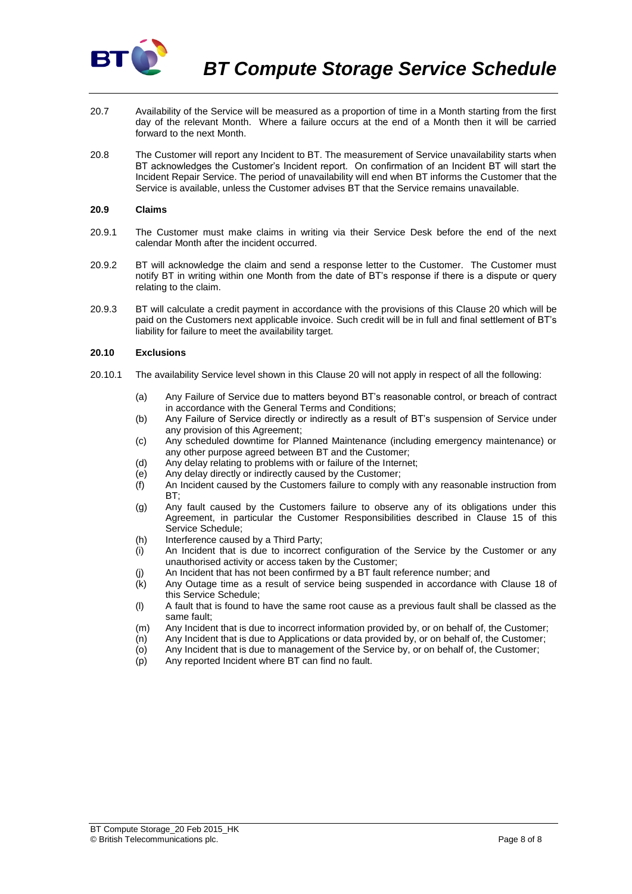20.7 Availability of the Service will be measured as a proportion of time in a Month starting from the first day of the relevant Month. Where a failure occurs at the end of a Month then it will be carried forward to the next Month.

20.8 The Customer will report any Incident to BT. The measurement of Service unavailability starts when BT acknowledges the Customer's Incident report. On confirmation of an Incident BT will start the Incident Repair Service. The period of unavailability will end when BT informs the Customer that the Service is available, unless the Customer advises BT that the Service remains unavailable.

**20.9 Claims**

20.9.1 The Customer must make claims in writing via their Service Desk before the end of the next calendar Month after the incident occurred.

20.9.2 BT will acknowledge the claim and send a response letter to the Customer. The Customer must notify BT in writing within one Month from the date of BT's response if there is a dispute or query relating to the claim.

20.9.3 BT will calculate a credit payment in accordance with the provisions of this Clause 20 which will be paid on the Customers next applicable invoice. Such credit will be in full and final settlement of BT's liability for failure to meet the availability target.

**20.10 Exclusions**

20.10.1 The availability Service level shown in this Clause 20 will not apply in respect of all the following:

(a) Any Failure of Service due to matters beyond BT's reasonable control, or breach of contract in accordance with the General Terms and Conditions;
(b) Any Failure of Service directly or indirectly as a result of BT's suspension of Service under any provision of this Agreement;
(c) Any scheduled downtime for Planned Maintenance (including emergency maintenance) or any other purpose agreed between BT and the Customer;
(d) Any delay relating to problems with or failure of the Internet;
(e) Any delay directly or indirectly caused by the Customer;
(f) An Incident caused by the Customers failure to comply with any reasonable instruction from BT;
(g) Any fault caused by the Customers failure to observe any of its obligations under this Agreement, in particular the Customer Responsibilities described in Clause 15 of this Service Schedule;
(h) Interference caused by a Third Party;
(i) An Incident that is due to incorrect configuration of the Service by the Customer or any unauthorised activity or access taken by the Customer;
(j) An Incident that has not been confirmed by a BT fault reference number; and
(k) Any Outage time as a result of service being suspended in accordance with Clause 18 of this Service Schedule;
(l) A fault that is found to have the same root cause as a previous fault shall be classed as the same fault;
(m) Any Incident that is due to incorrect information provided by, or on behalf of, the Customer;
(n) Any Incident that is due to Applications or data provided by, or on behalf of, the Customer;
(o) Any Incident that is due to management of the Service by, or on behalf of, the Customer;
(p) Any reported Incident where BT can find no fault.